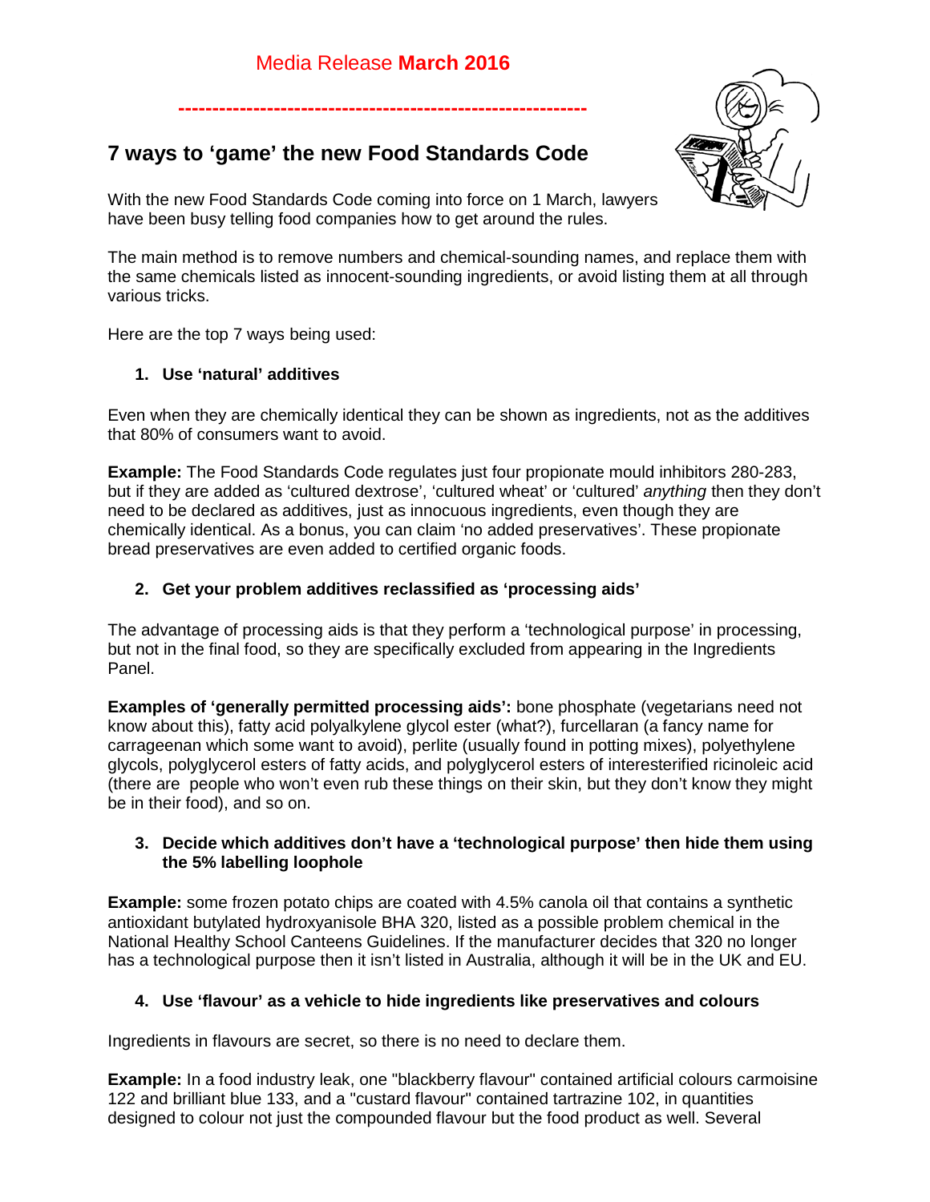Media Release **March 2016**

------------------------------------------------------------

# 7 ways to 'game' the new Food Standards Code

With the new Food Standards Code coming into force on 1 March, lawyers have been busy telling food companies how to get around the rules.

The main method is to remove numbers and chemical-sounding names, and replace them with the same chemicals listed as innocent-sounding ingredients, or avoid listing them at all through various tricks.

Here are the top 7 ways being used:

1. **Use 'natural' additives**

Even when they are chemically identical they can be shown as ingredients, not as the additives that 80% of consumers want to avoid.

**Example:** The Food Standards Code regulates just four propionate mould inhibitors 280-283, but if they are added as 'cultured dextrose', 'cultured wheat' or 'cultured' *anything* then they don't need to be declared as additives, just as innocuous ingredients, even though they are chemically identical. As a bonus, you can claim 'no added preservatives'. These propionate bread preservatives are even added to certified organic foods.

2. **Get your problem additives reclassified as 'processing aids'**

The advantage of processing aids is that they perform a 'technological purpose' in processing, but not in the final food, so they are specifically excluded from appearing in the Ingredients Panel.

**Examples of 'generally permitted processing aids':** bone phosphate (vegetarians need not know about this), fatty acid polyalkylene glycol ester (what?), furcellaran (a fancy name for carrageenan which some want to avoid), perlite (usually found in potting mixes), polyethylene glycols, polyglycerol esters of fatty acids, and polyglycerol esters of interesterified ricinoleic acid (there are people who won't even rub these things on their skin, but they don't know they might be in their food), and so on.

3. **Decide which additives don't have a 'technological purpose' then hide them using the 5% labelling loophole**

**Example:** some frozen potato chips are coated with 4.5% canola oil that contains a synthetic antioxidant butylated hydroxyanisole BHA 320, listed as a possible problem chemical in the National Healthy School Canteens Guidelines. If the manufacturer decides that 320 no longer has a technological purpose then it isn't listed in Australia, although it will be in the UK and EU.

4. **Use 'flavour' as a vehicle to hide ingredients like preservatives and colours**

Ingredients in flavours are secret, so there is no need to declare them.

**Example:** In a food industry leak, one "blackberry flavour" contained artificial colours carmoisine 122 and brilliant blue 133, and a "custard flavour" contained tartrazine 102, in quantities designed to colour not just the compounded flavour but the food product as well. Several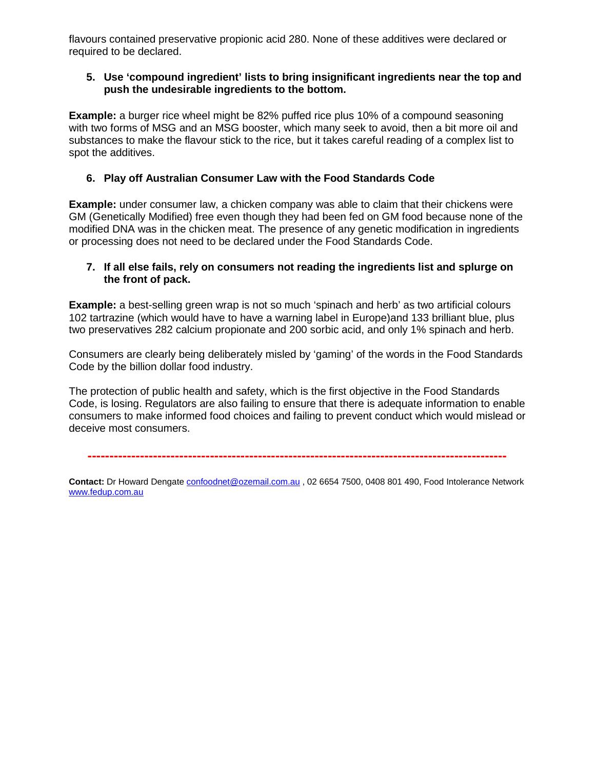flavours contained preservative propionic acid 280. None of these additives were declared or required to be declared.

5. **Use 'compound ingredient' lists to bring insignificant ingredients near the top and push the undesirable ingredients to the bottom.**

**Example:** a burger rice wheel might be 82% puffed rice plus 10% of a compound seasoning with two forms of MSG and an MSG booster, which many seek to avoid, then a bit more oil and substances to make the flavour stick to the rice, but it takes careful reading of a complex list to spot the additives.

6. **Play off Australian Consumer Law with the Food Standards Code**

**Example:** under consumer law, a chicken company was able to claim that their chickens were GM (Genetically Modified) free even though they had been fed on GM food because none of the modified DNA was in the chicken meat. The presence of any genetic modification in ingredients or processing does not need to be declared under the Food Standards Code.

7. **If all else fails, rely on consumers not reading the ingredients list and splurge on the front of pack.**

**Example:** a best-selling green wrap is not so much 'spinach and herb' as two artificial colours 102 tartrazine (which would have to have a warning label in Europe)and 133 brilliant blue, plus two preservatives 282 calcium propionate and 200 sorbic acid, and only 1% spinach and herb.

Consumers are clearly being deliberately misled by 'gaming' of the words in the Food Standards Code by the billion dollar food industry.

The protection of public health and safety, which is the first objective in the Food Standards Code, is losing. Regulators are also failing to ensure that there is adequate information to enable consumers to make informed food choices and failing to prevent conduct which would mislead or deceive most consumers.

---

**Contact:** Dr Howard Dengate confoodnet@ozemail.com.au , 02 6654 7500, 0408 801 490, Food Intolerance Network www.fedup.com.au